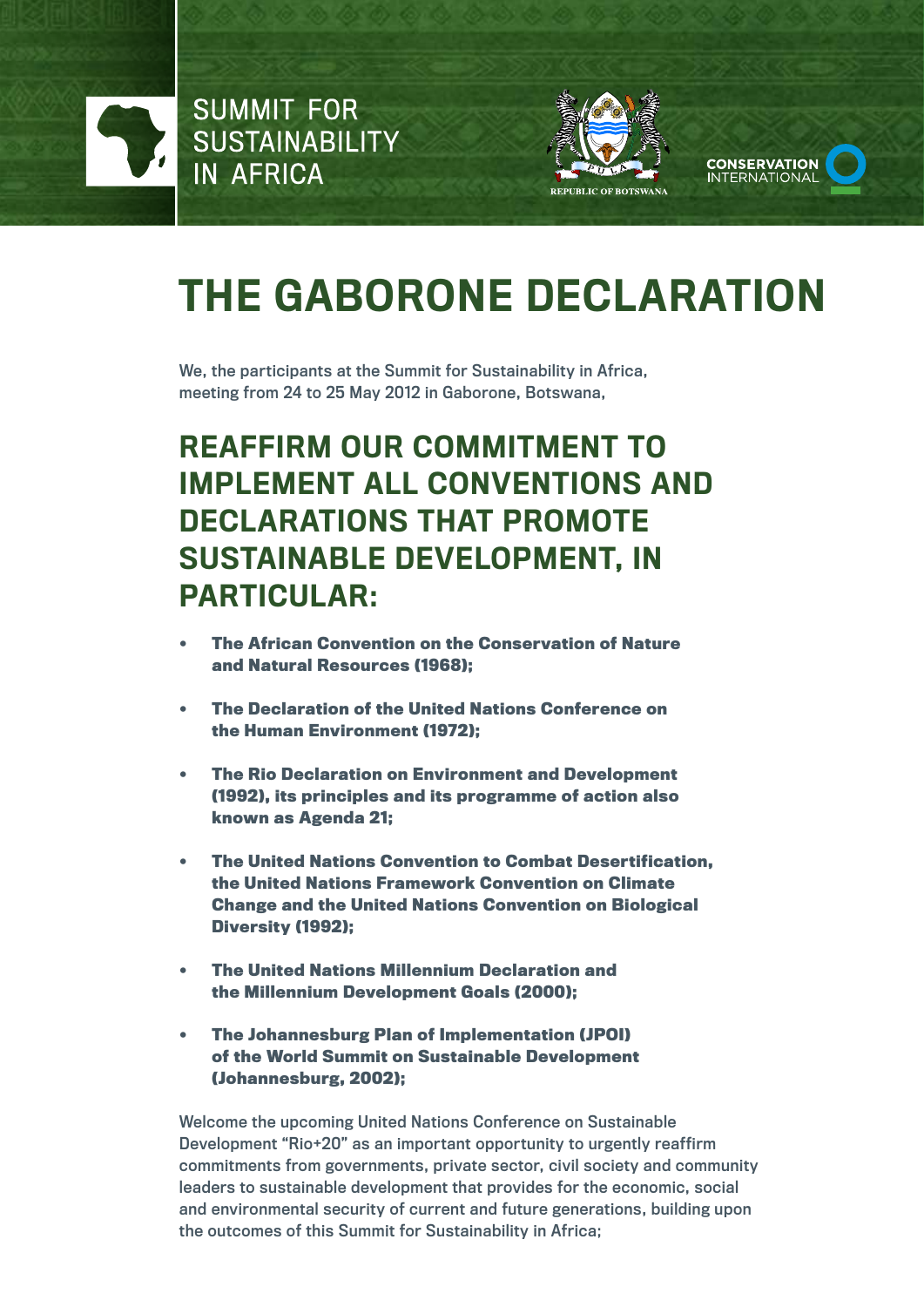SUMMIT FOR SUSTAINABILITY IN AFRICA

REPUBLIC OF BOTSWANA

CONSERVATION INTERNATIONAL

# THE GABORONE DECLARATION

We, the participants at the Summit for Sustainability in Africa, meeting from 24 to 25 May 2012 in Gaborone, Botswana,

## REAFFIRM OUR COMMITMENT TO IMPLEMENT ALL CONVENTIONS AND DECLARATIONS THAT PROMOTE SUSTAINABLE DEVELOPMENT, IN PARTICULAR:

- **The African Convention on the Conservation of Nature and Natural Resources (1968);**
- **The Declaration of the United Nations Conference on the Human Environment (1972);**
- **The Rio Declaration on Environment and Development (1992), its principles and its programme of action also known as Agenda 21;**
- **The United Nations Convention to Combat Desertification, the United Nations Framework Convention on Climate Change and the United Nations Convention on Biological Diversity (1992);**
- **The United Nations Millennium Declaration and the Millennium Development Goals (2000);**
- **The Johannesburg Plan of Implementation (JPOI) of the World Summit on Sustainable Development (Johannesburg, 2002);**

Welcome the upcoming United Nations Conference on Sustainable Development "Rio+20" as an important opportunity to urgently reaffirm commitments from governments, private sector, civil society and community leaders to sustainable development that provides for the economic, social and environmental security of current and future generations, building upon the outcomes of this Summit for Sustainability in Africa;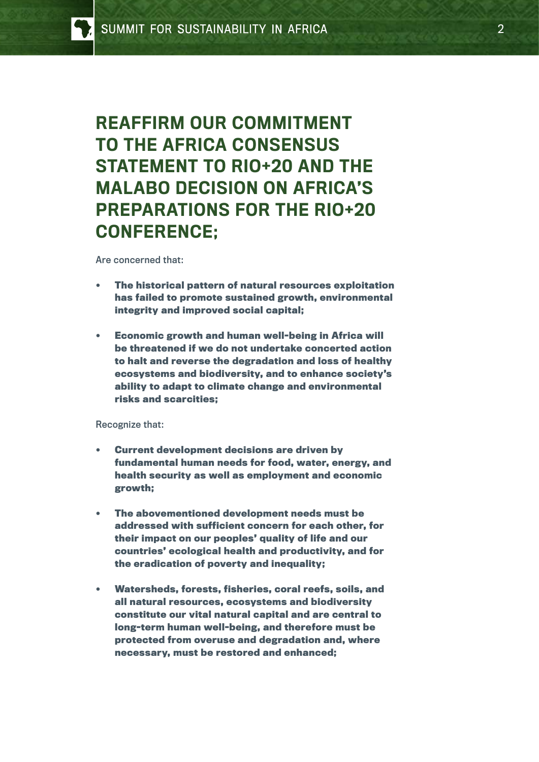## REAFFIRM OUR COMMITMENT TO THE AFRICA CONSENSUS STATEMENT TO RIO+20 AND THE MALABO DECISION ON AFRICA'S PREPARATIONS FOR THE RIO+20 CONFERENCE;

Are concerned that:

- **The historical pattern of natural resources exploitation has failed to promote sustained growth, environmental integrity and improved social capital;**
- **Economic growth and human well-being in Africa will be threatened if we do not undertake concerted action to halt and reverse the degradation and loss of healthy ecosystems and biodiversity, and to enhance society's ability to adapt to climate change and environmental risks and scarcities;**

Recognize that:

- **Current development decisions are driven by fundamental human needs for food, water, energy, and health security as well as employment and economic growth;**
- **The abovementioned development needs must be addressed with sufficient concern for each other, for their impact on our peoples' quality of life and our countries' ecological health and productivity, and for the eradication of poverty and inequality;**
- **Watersheds, forests, fisheries, coral reefs, soils, and all natural resources, ecosystems and biodiversity constitute our vital natural capital and are central to long-term human well-being, and therefore must be protected from overuse and degradation and, where necessary, must be restored and enhanced;**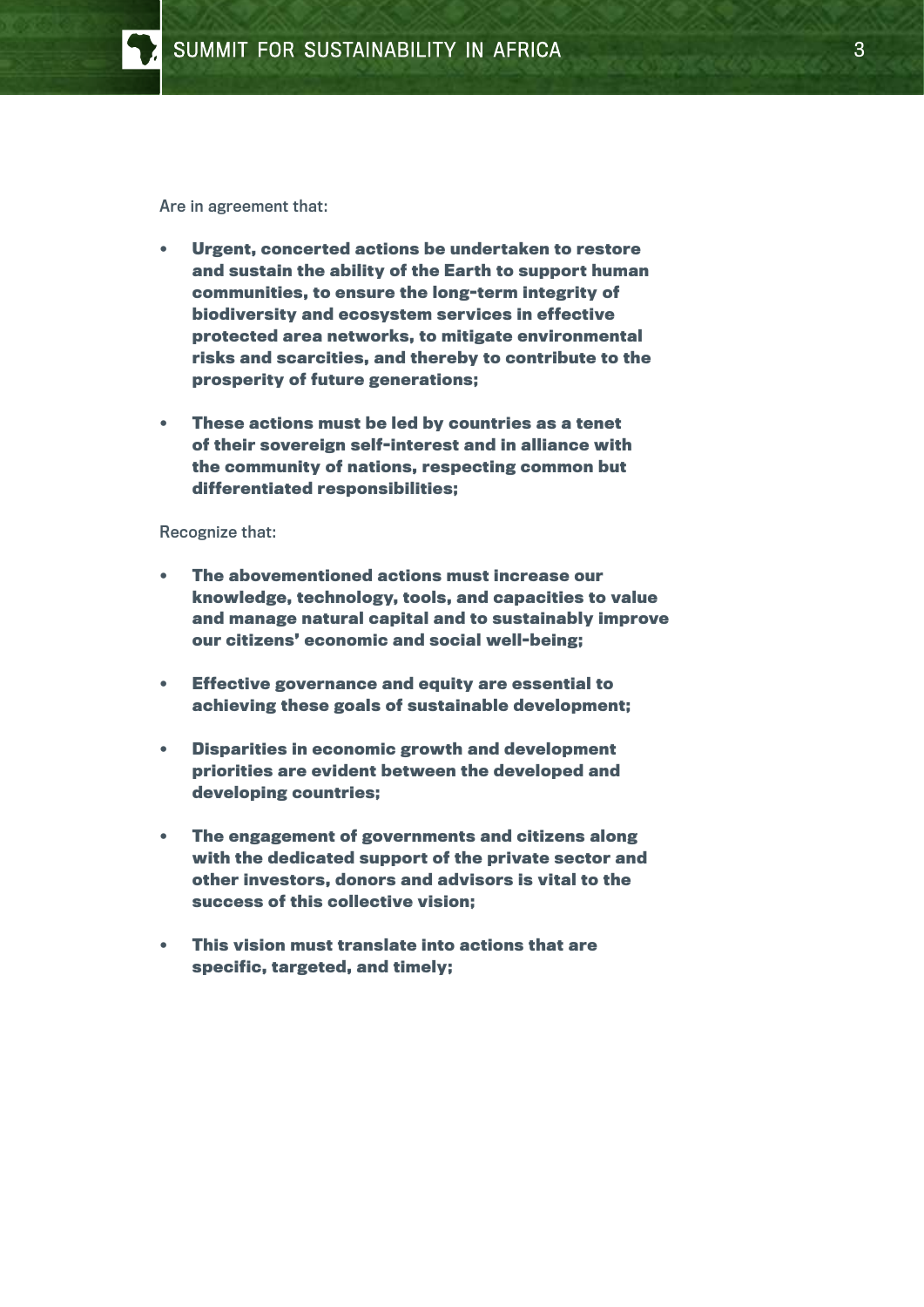Are in agreement that:

- **Urgent, concerted actions be undertaken to restore and sustain the ability of the Earth to support human communities, to ensure the long-term integrity of biodiversity and ecosystem services in effective protected area networks, to mitigate environmental risks and scarcities, and thereby to contribute to the prosperity of future generations;**

- **These actions must be led by countries as a tenet of their sovereign self-interest and in alliance with the community of nations, respecting common but differentiated responsibilities;**

Recognize that:

- **The abovementioned actions must increase our knowledge, technology, tools, and capacities to value and manage natural capital and to sustainably improve our citizens' economic and social well-being;**

- **Effective governance and equity are essential to achieving these goals of sustainable development;**

- **Disparities in economic growth and development priorities are evident between the developed and developing countries;**

- **The engagement of governments and citizens along with the dedicated support of the private sector and other investors, donors and advisors is vital to the success of this collective vision;**

- **This vision must translate into actions that are specific, targeted, and timely;**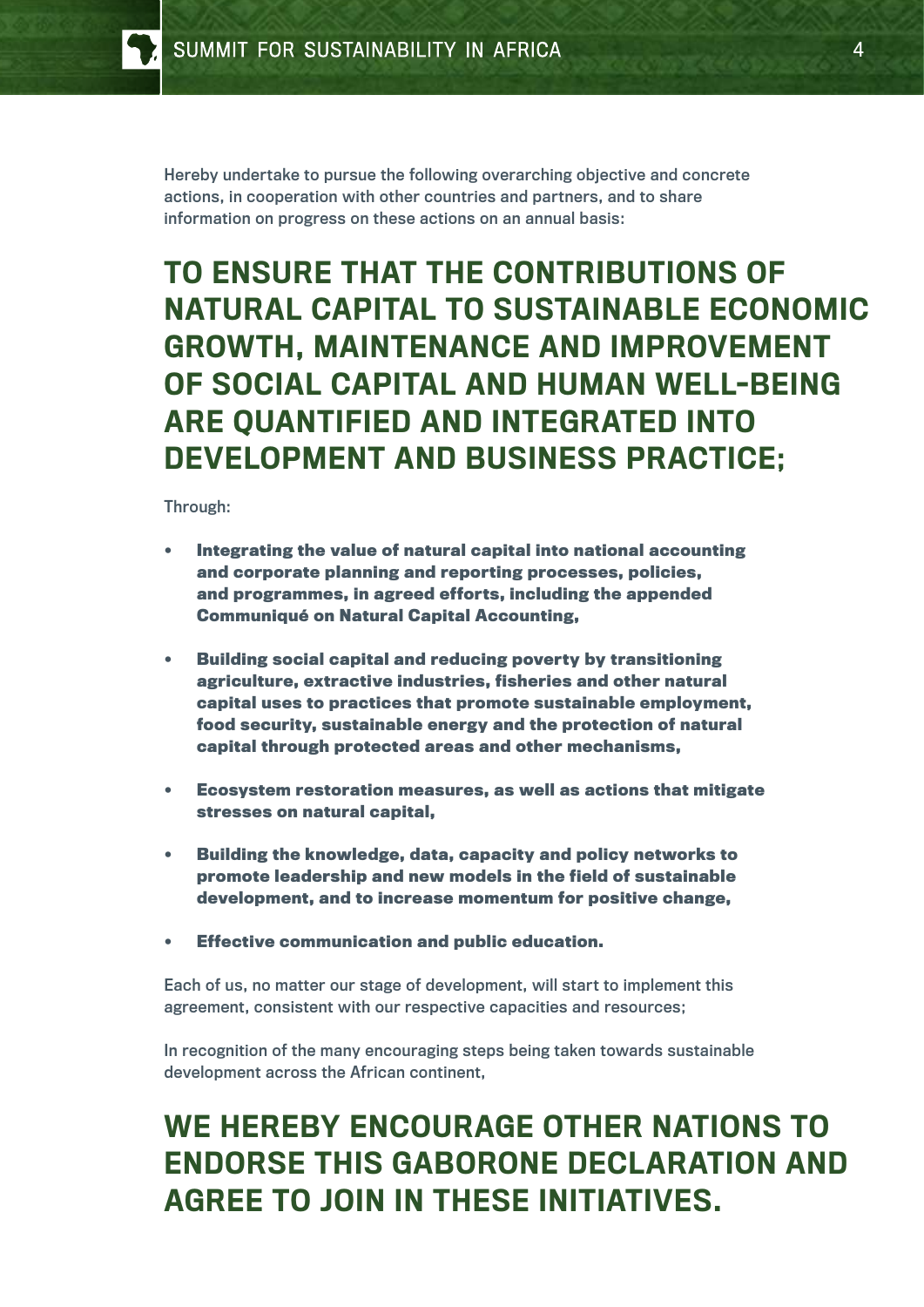Hereby undertake to pursue the following overarching objective and concrete actions, in cooperation with other countries and partners, and to share information on progress on these actions on an annual basis:

## TO ENSURE THAT THE CONTRIBUTIONS OF NATURAL CAPITAL TO SUSTAINABLE ECONOMIC GROWTH, MAINTENANCE AND IMPROVEMENT OF SOCIAL CAPITAL AND HUMAN WELL-BEING ARE QUANTIFIED AND INTEGRATED INTO DEVELOPMENT AND BUSINESS PRACTICE;

Through:

- **Integrating the value of natural capital into national accounting and corporate planning and reporting processes, policies, and programmes, in agreed efforts, including the appended Communiqué on Natural Capital Accounting,**
- **Building social capital and reducing poverty by transitioning agriculture, extractive industries, fisheries and other natural capital uses to practices that promote sustainable employment, food security, sustainable energy and the protection of natural capital through protected areas and other mechanisms,**
- **Ecosystem restoration measures, as well as actions that mitigate stresses on natural capital,**
- **Building the knowledge, data, capacity and policy networks to promote leadership and new models in the field of sustainable development, and to increase momentum for positive change,**
- **Effective communication and public education.**

Each of us, no matter our stage of development, will start to implement this agreement, consistent with our respective capacities and resources;

In recognition of the many encouraging steps being taken towards sustainable development across the African continent,

## WE HEREBY ENCOURAGE OTHER NATIONS TO ENDORSE THIS GABORONE DECLARATION AND AGREE TO JOIN IN THESE INITIATIVES.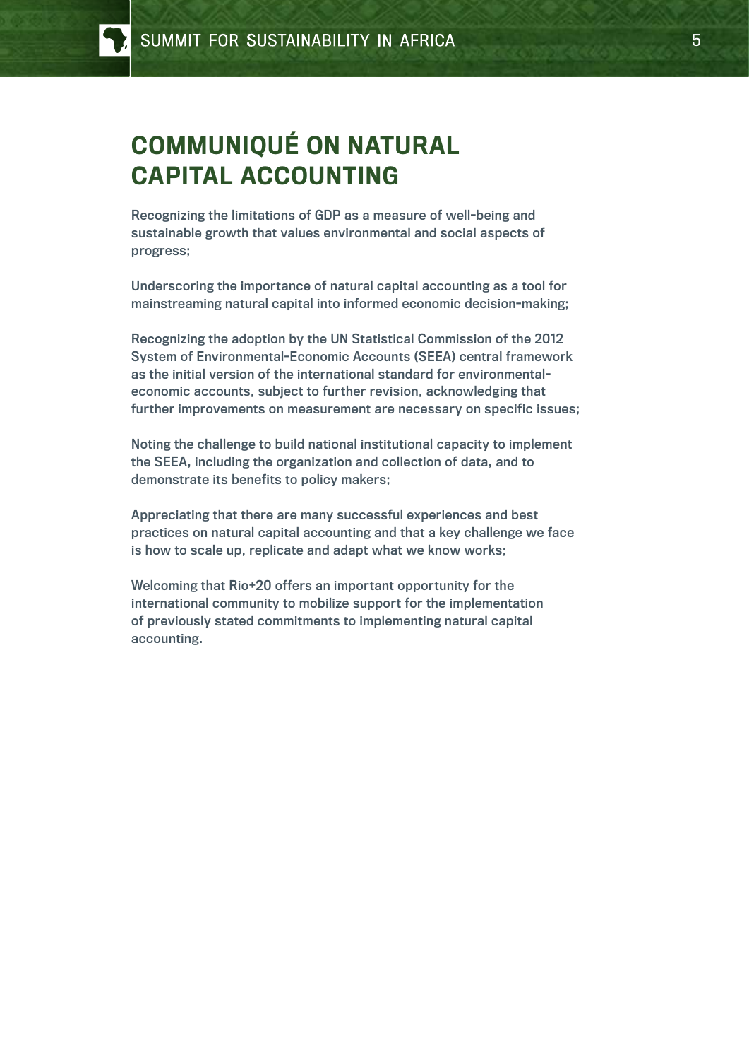# COMMUNIQUÉ ON NATURAL CAPITAL ACCOUNTING

Recognizing the limitations of GDP as a measure of well-being and sustainable growth that values environmental and social aspects of progress;

Underscoring the importance of natural capital accounting as a tool for mainstreaming natural capital into informed economic decision-making;

Recognizing the adoption by the UN Statistical Commission of the 2012 System of Environmental-Economic Accounts (SEEA) central framework as the initial version of the international standard for environmental-economic accounts, subject to further revision, acknowledging that further improvements on measurement are necessary on specific issues;

Noting the challenge to build national institutional capacity to implement the SEEA, including the organization and collection of data, and to demonstrate its benefits to policy makers;

Appreciating that there are many successful experiences and best practices on natural capital accounting and that a key challenge we face is how to scale up, replicate and adapt what we know works;

Welcoming that Rio+20 offers an important opportunity for the international community to mobilize support for the implementation of previously stated commitments to implementing natural capital accounting.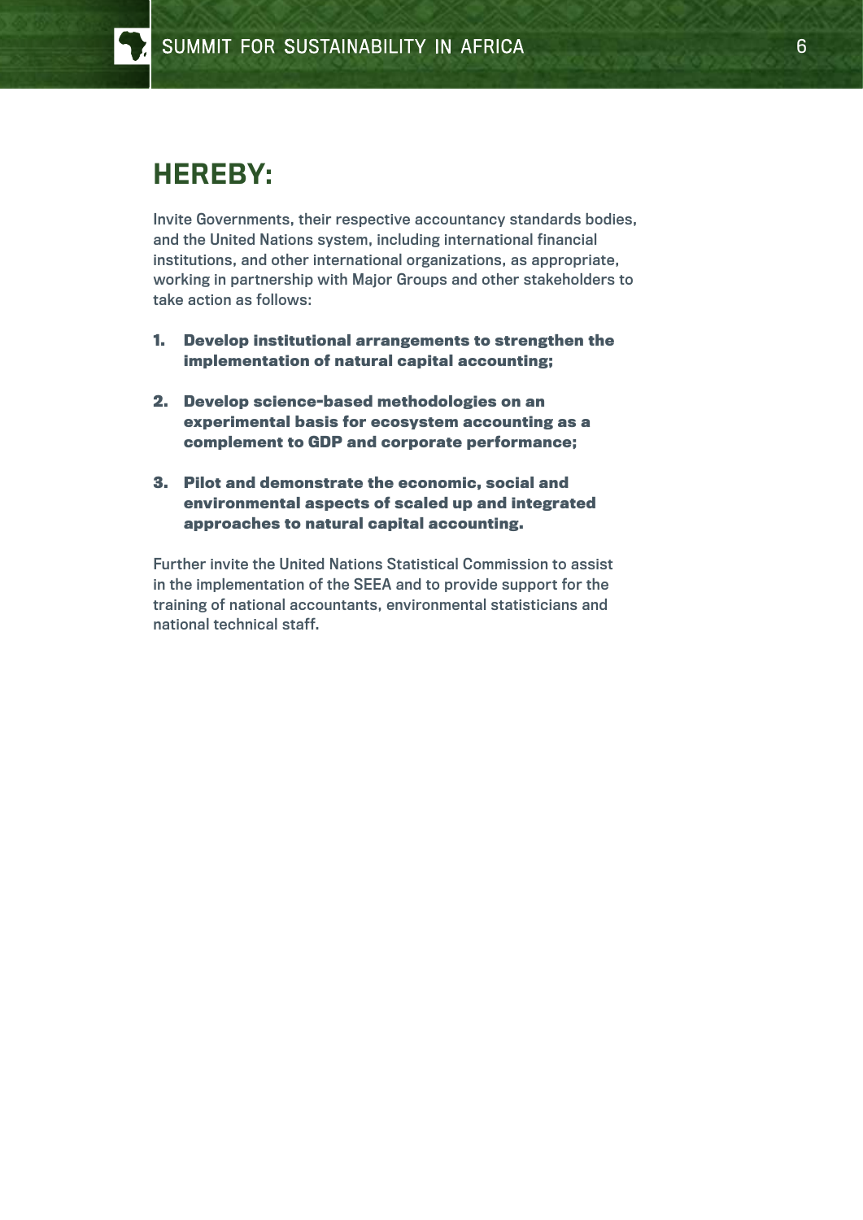## HEREBY:

Invite Governments, their respective accountancy standards bodies, and the United Nations system, including international financial institutions, and other international organizations, as appropriate, working in partnership with Major Groups and other stakeholders to take action as follows:

1. **Develop institutional arrangements to strengthen the implementation of natural capital accounting;**

2. **Develop science-based methodologies on an experimental basis for ecosystem accounting as a complement to GDP and corporate performance;**

3. **Pilot and demonstrate the economic, social and environmental aspects of scaled up and integrated approaches to natural capital accounting.**

Further invite the United Nations Statistical Commission to assist in the implementation of the SEEA and to provide support for the training of national accountants, environmental statisticians and national technical staff.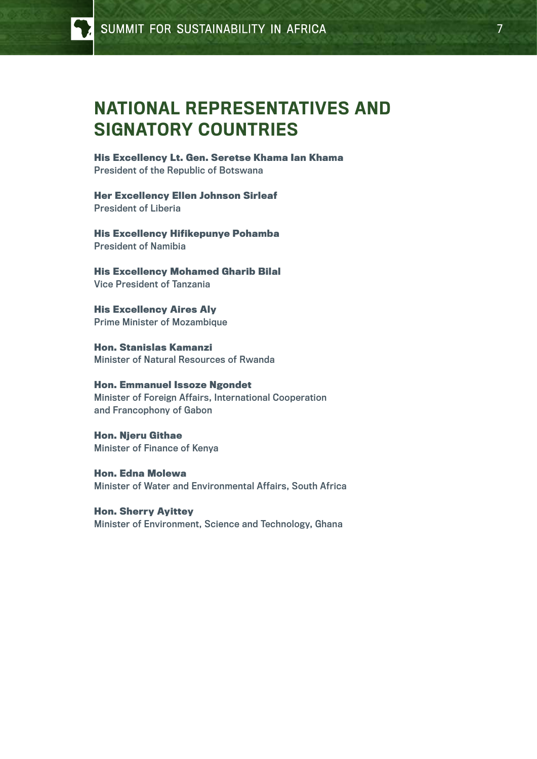# NATIONAL REPRESENTATIVES AND SIGNATORY COUNTRIES

**His Excellency Lt. Gen. Seretse Khama Ian Khama**
President of the Republic of Botswana

**Her Excellency Ellen Johnson Sirleaf**
President of Liberia

**His Excellency Hifikepunye Pohamba**
President of Namibia

**His Excellency Mohamed Gharib Bilal**
Vice President of Tanzania

**His Excellency Aires Aly**
Prime Minister of Mozambique

**Hon. Stanislas Kamanzi**
Minister of Natural Resources of Rwanda

**Hon. Emmanuel Issoze Ngondet**
Minister of Foreign Affairs, International Cooperation and Francophony of Gabon

**Hon. Njeru Githae**
Minister of Finance of Kenya

**Hon. Edna Molewa**
Minister of Water and Environmental Affairs, South Africa

**Hon. Sherry Ayittey**
Minister of Environment, Science and Technology, Ghana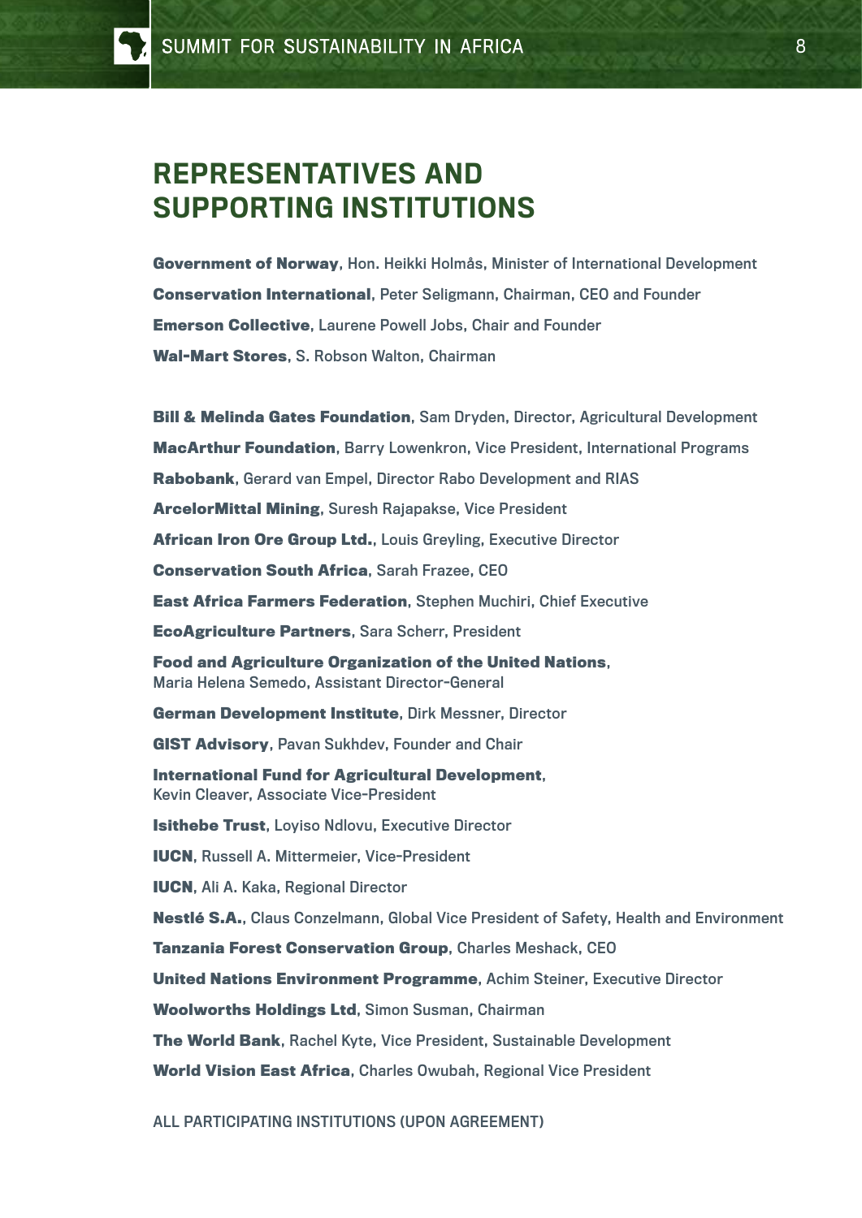## REPRESENTATIVES AND SUPPORTING INSTITUTIONS

**Government of Norway**, Hon. Heikki Holmås, Minister of International Development

**Conservation International**, Peter Seligmann, Chairman, CEO and Founder

**Emerson Collective**, Laurene Powell Jobs, Chair and Founder

**Wal-Mart Stores**, S. Robson Walton, Chairman

**Bill & Melinda Gates Foundation**, Sam Dryden, Director, Agricultural Development

**MacArthur Foundation**, Barry Lowenkron, Vice President, International Programs

**Rabobank**, Gerard van Empel, Director Rabo Development and RIAS

**ArcelorMittal Mining**, Suresh Rajapakse, Vice President

**African Iron Ore Group Ltd.**, Louis Greyling, Executive Director

**Conservation South Africa**, Sarah Frazee, CEO

**East Africa Farmers Federation**, Stephen Muchiri, Chief Executive

**EcoAgriculture Partners**, Sara Scherr, President

**Food and Agriculture Organization of the United Nations**, Maria Helena Semedo, Assistant Director-General

**German Development Institute**, Dirk Messner, Director

**GIST Advisory**, Pavan Sukhdev, Founder and Chair

**International Fund for Agricultural Development**, Kevin Cleaver, Associate Vice-President

**Isithebe Trust**, Loyiso Ndlovu, Executive Director

**IUCN**, Russell A. Mittermeier, Vice-President

**IUCN**, Ali A. Kaka, Regional Director

**Nestlé S.A.**, Claus Conzelmann, Global Vice President of Safety, Health and Environment

**Tanzania Forest Conservation Group**, Charles Meshack, CEO

**United Nations Environment Programme**, Achim Steiner, Executive Director

**Woolworths Holdings Ltd**, Simon Susman, Chairman

**The World Bank**, Rachel Kyte, Vice President, Sustainable Development

**World Vision East Africa**, Charles Owubah, Regional Vice President

ALL PARTICIPATING INSTITUTIONS (UPON AGREEMENT)